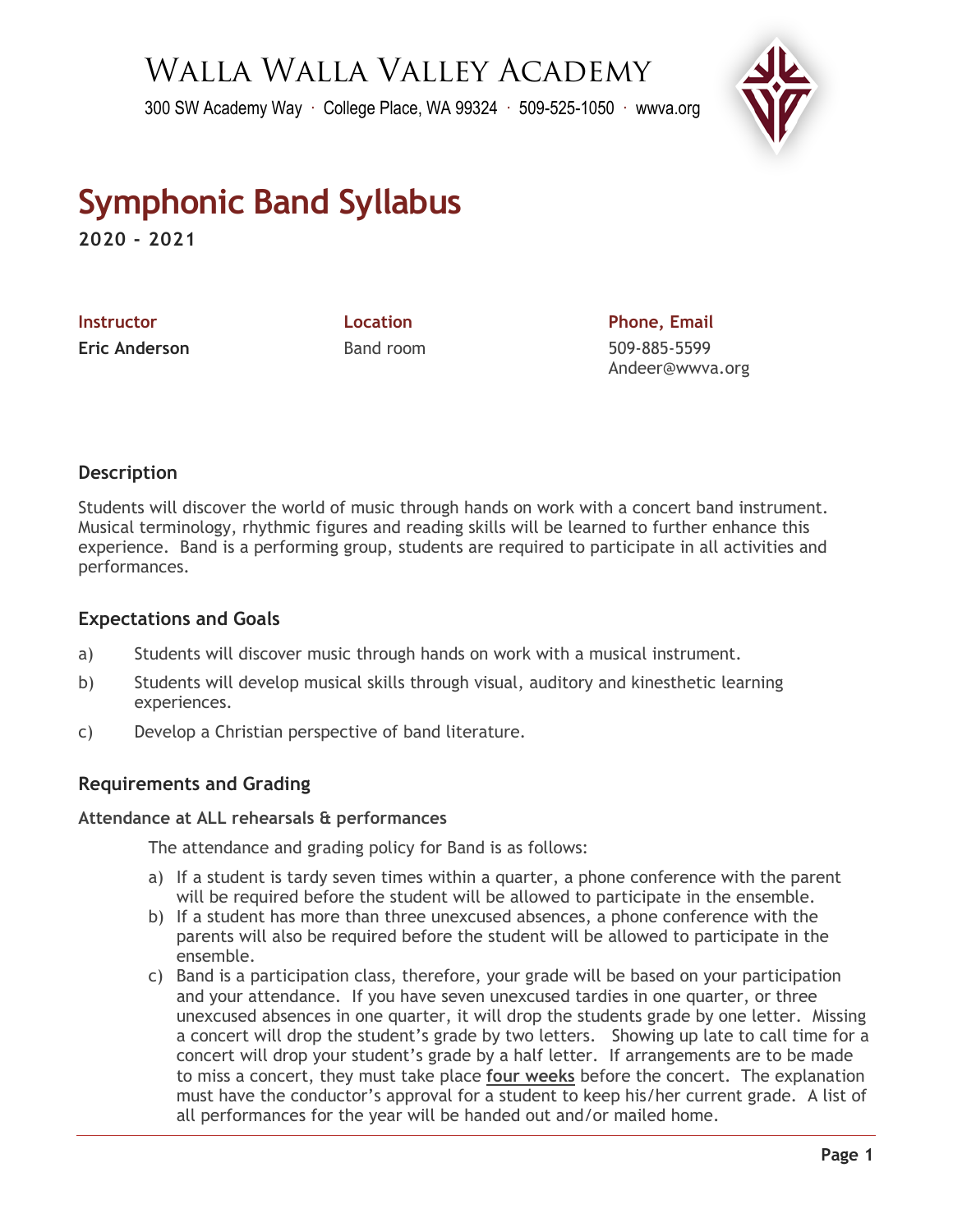# Walla Walla Valley Academy

300 SW Academy Way · College Place, WA 99324 · 509-525-1050 · wwva.org

# Symphonic Band Syllabus

**2020 - 2021**

| Instructor | Location | Phone, Email |
|---|---|---|
| **Eric Anderson** | Band room | 509-885-5599<br>Andeer@wwva.org |

## Description

Students will discover the world of music through hands on work with a concert band instrument. Musical terminology, rhythmic figures and reading skills will be learned to further enhance this experience. Band is a performing group, students are required to participate in all activities and performances.

## Expectations and Goals

a) Students will discover music through hands on work with a musical instrument.

b) Students will develop musical skills through visual, auditory and kinesthetic learning experiences.

c) Develop a Christian perspective of band literature.

## Requirements and Grading

### Attendance at ALL rehearsals & performances

The attendance and grading policy for Band is as follows:

a) If a student is tardy seven times within a quarter, a phone conference with the parent will be required before the student will be allowed to participate in the ensemble.

b) If a student has more than three unexcused absences, a phone conference with the parents will also be required before the student will be allowed to participate in the ensemble.

c) Band is a participation class, therefore, your grade will be based on your participation and your attendance. If you have seven unexcused tardies in one quarter, or three unexcused absences in one quarter, it will drop the students grade by one letter. Missing a concert will drop the student's grade by two letters. Showing up late to call time for a concert will drop your student's grade by a half letter. If arrangements are to be made to miss a concert, they must take place **four weeks** before the concert. The explanation must have the conductor's approval for a student to keep his/her current grade. A list of all performances for the year will be handed out and/or mailed home.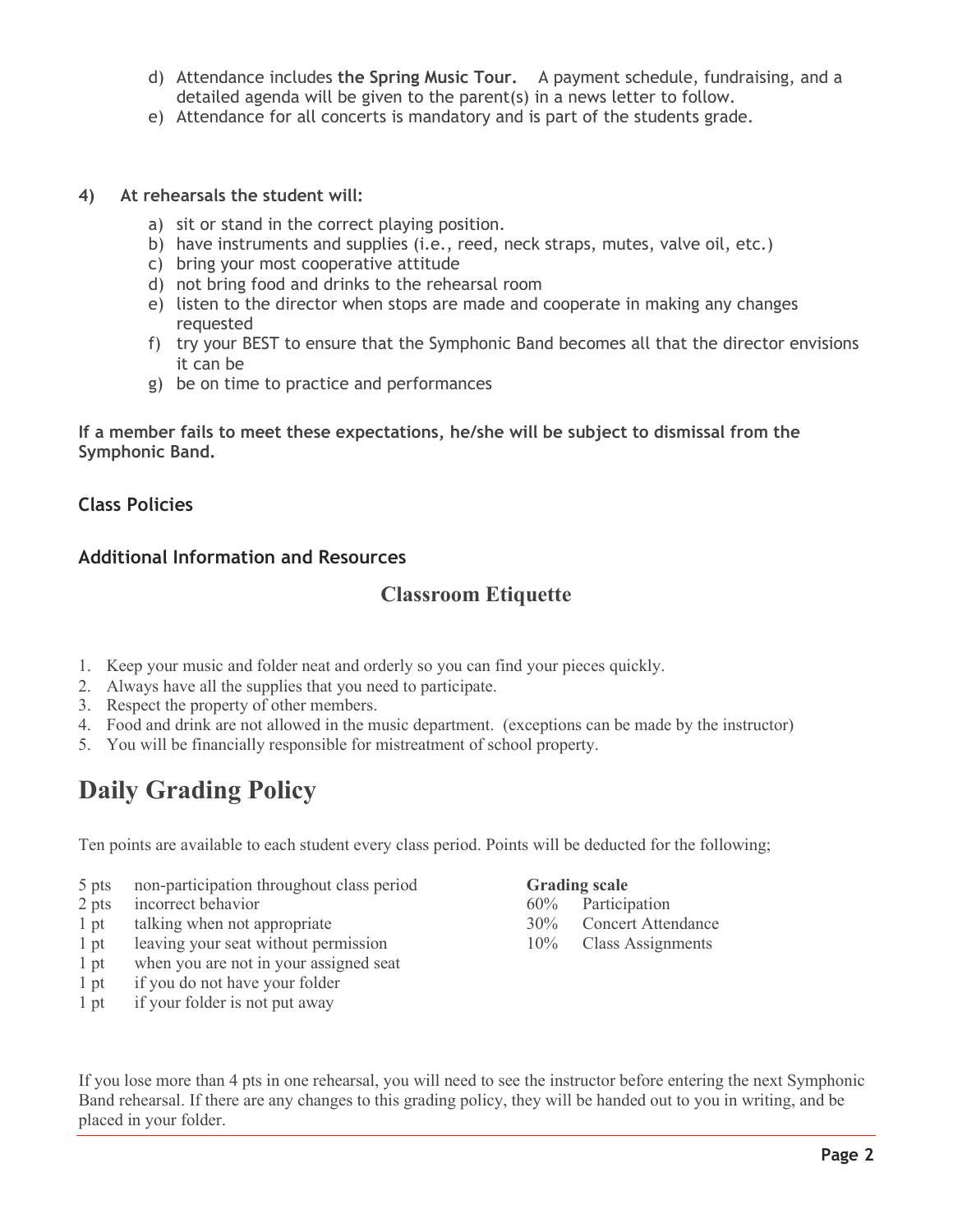d) Attendance includes **the Spring Music Tour.** A payment schedule, fundraising, and a detailed agenda will be given to the parent(s) in a news letter to follow.

e) Attendance for all concerts is mandatory and is part of the students grade.

**4) At rehearsals the student will:**

a) sit or stand in the correct playing position.

b) have instruments and supplies (i.e., reed, neck straps, mutes, valve oil, etc.)

c) bring your most cooperative attitude

d) not bring food and drinks to the rehearsal room

e) listen to the director when stops are made and cooperate in making any changes requested

f) try your BEST to ensure that the Symphonic Band becomes all that the director envisions it can be

g) be on time to practice and performances

**If a member fails to meet these expectations, he/she will be subject to dismissal from the Symphonic Band.**

### Class Policies

### Additional Information and Resources

## Classroom Etiquette

1. Keep your music and folder neat and orderly so you can find your pieces quickly.
2. Always have all the supplies that you need to participate.
3. Respect the property of other members.
4. Food and drink are not allowed in the music department. (exceptions can be made by the instructor)
5. You will be financially responsible for mistreatment of school property.

# Daily Grading Policy

Ten points are available to each student every class period. Points will be deducted for the following;

| | |
|---|---|
| 5 pts | non-participation throughout class period |
| 2 pts | incorrect behavior |
| 1 pt | talking when not appropriate |
| 1 pt | leaving your seat without permission |
| 1 pt | when you are not in your assigned seat |
| 1 pt | if you do not have your folder |
| 1 pt | if your folder is not put away |

**Grading scale**

| | |
|---|---|
| 60% | Participation |
| 30% | Concert Attendance |
| 10% | Class Assignments |

If you lose more than 4 pts in one rehearsal, you will need to see the instructor before entering the next Symphonic Band rehearsal. If there are any changes to this grading policy, they will be handed out to you in writing, and be placed in your folder.